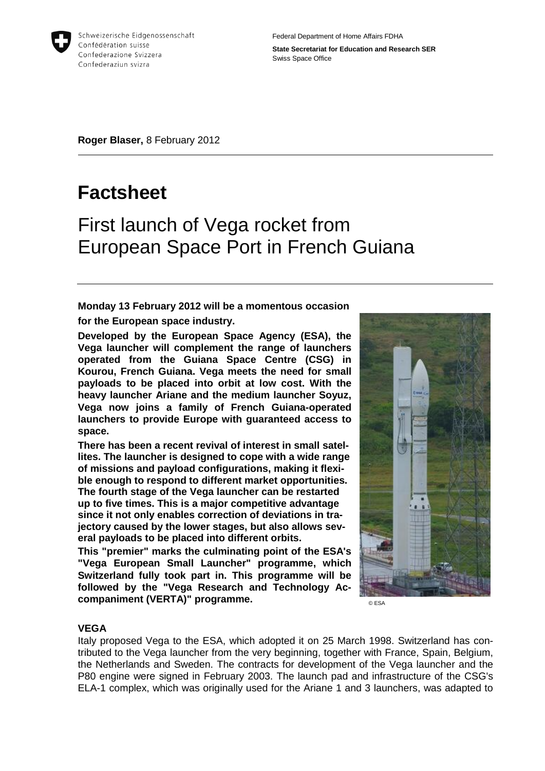Schweizerische Eidgenossenschaft
Confédération suisse
Confederazione Svizzera
Confederaziun svizra

Federal Department of Home Affairs FDHA

**State Secretariat for Education and Research SER**
Swiss Space Office

**Roger Blaser,** 8 February 2012

# Factsheet

## First launch of Vega rocket from European Space Port in French Guiana

**Monday 13 February 2012 will be a momentous occasion for the European space industry.**

**Developed by the European Space Agency (ESA), the Vega launcher will complement the range of launchers operated from the Guiana Space Centre (CSG) in Kourou, French Guiana. Vega meets the need for small payloads to be placed into orbit at low cost. With the heavy launcher Ariane and the medium launcher Soyuz, Vega now joins a family of French Guiana-operated launchers to provide Europe with guaranteed access to space.**

**There has been a recent revival of interest in small satellites. The launcher is designed to cope with a wide range of missions and payload configurations, making it flexible enough to respond to different market opportunities. The fourth stage of the Vega launcher can be restarted up to five times. This is a major competitive advantage since it not only enables correction of deviations in trajectory caused by the lower stages, but also allows several payloads to be placed into different orbits.**

**This "premier" marks the culminating point of the ESA's "Vega European Small Launcher" programme, which Switzerland fully took part in. This programme will be followed by the "Vega Research and Technology Accompaniment (VERTA)" programme.**

© ESA

### VEGA

Italy proposed Vega to the ESA, which adopted it on 25 March 1998. Switzerland has contributed to the Vega launcher from the very beginning, together with France, Spain, Belgium, the Netherlands and Sweden. The contracts for development of the Vega launcher and the P80 engine were signed in February 2003. The launch pad and infrastructure of the CSG's ELA-1 complex, which was originally used for the Ariane 1 and 3 launchers, was adapted to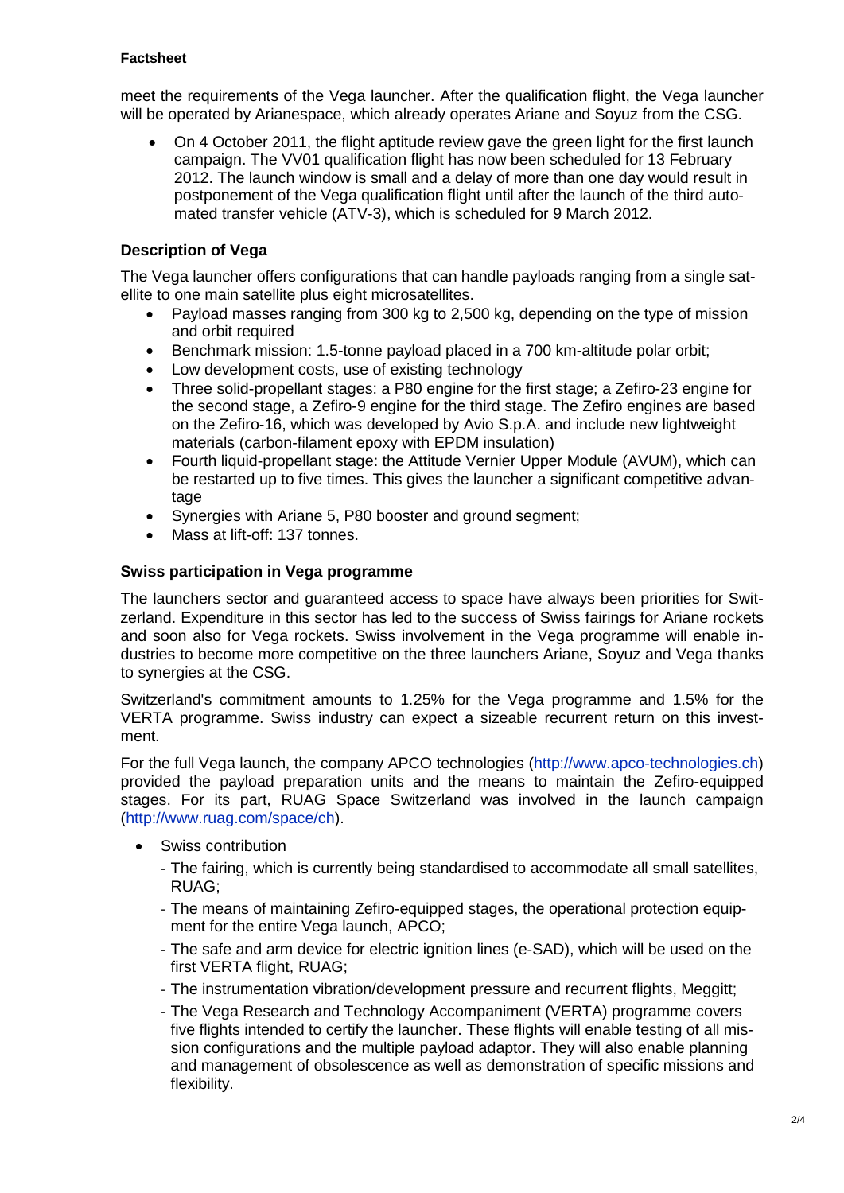meet the requirements of the Vega launcher. After the qualification flight, the Vega launcher will be operated by Arianespace, which already operates Ariane and Soyuz from the CSG.

- On 4 October 2011, the flight aptitude review gave the green light for the first launch campaign. The VV01 qualification flight has now been scheduled for 13 February 2012. The launch window is small and a delay of more than one day would result in postponement of the Vega qualification flight until after the launch of the third automated transfer vehicle (ATV-3), which is scheduled for 9 March 2012.

### Description of Vega

The Vega launcher offers configurations that can handle payloads ranging from a single satellite to one main satellite plus eight microsatellites.

- Payload masses ranging from 300 kg to 2,500 kg, depending on the type of mission and orbit required
- Benchmark mission: 1.5-tonne payload placed in a 700 km-altitude polar orbit;
- Low development costs, use of existing technology
- Three solid-propellant stages: a P80 engine for the first stage; a Zefiro-23 engine for the second stage, a Zefiro-9 engine for the third stage. The Zefiro engines are based on the Zefiro-16, which was developed by Avio S.p.A. and include new lightweight materials (carbon-filament epoxy with EPDM insulation)
- Fourth liquid-propellant stage: the Attitude Vernier Upper Module (AVUM), which can be restarted up to five times. This gives the launcher a significant competitive advantage
- Synergies with Ariane 5, P80 booster and ground segment;
- Mass at lift-off: 137 tonnes.

### Swiss participation in Vega programme

The launchers sector and guaranteed access to space have always been priorities for Switzerland. Expenditure in this sector has led to the success of Swiss fairings for Ariane rockets and soon also for Vega rockets. Swiss involvement in the Vega programme will enable industries to become more competitive on the three launchers Ariane, Soyuz and Vega thanks to synergies at the CSG.

Switzerland's commitment amounts to 1.25% for the Vega programme and 1.5% for the VERTA programme. Swiss industry can expect a sizeable recurrent return on this investment.

For the full Vega launch, the company APCO technologies (http://www.apco-technologies.ch) provided the payload preparation units and the means to maintain the Zefiro-equipped stages. For its part, RUAG Space Switzerland was involved in the launch campaign (http://www.ruag.com/space/ch).

- Swiss contribution
  - The fairing, which is currently being standardised to accommodate all small satellites, RUAG;
  - The means of maintaining Zefiro-equipped stages, the operational protection equipment for the entire Vega launch, APCO;
  - The safe and arm device for electric ignition lines (e-SAD), which will be used on the first VERTA flight, RUAG;
  - The instrumentation vibration/development pressure and recurrent flights, Meggitt;
  - The Vega Research and Technology Accompaniment (VERTA) programme covers five flights intended to certify the launcher. These flights will enable testing of all mission configurations and the multiple payload adaptor. They will also enable planning and management of obsolescence as well as demonstration of specific missions and flexibility.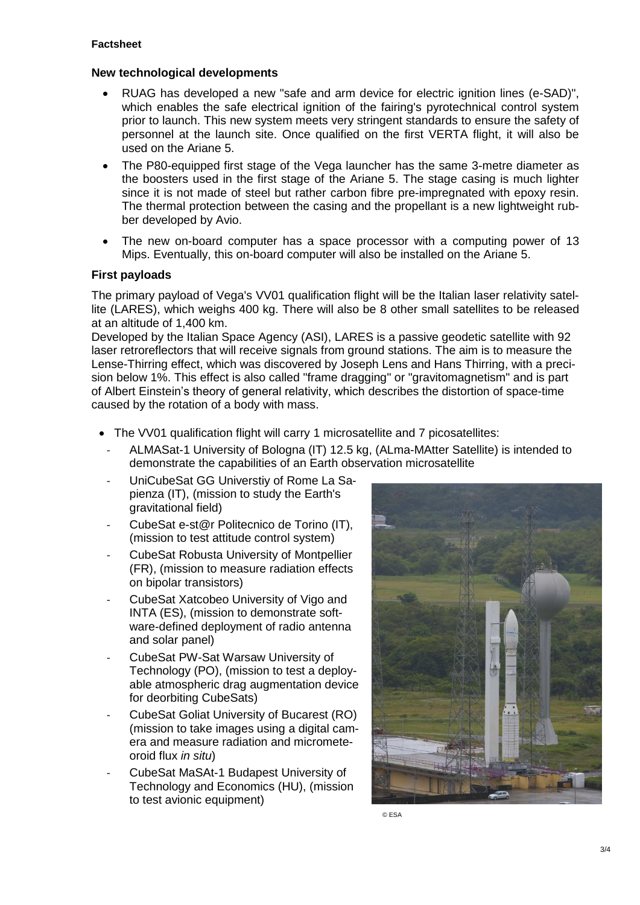**Factsheet**

### New technological developments

- RUAG has developed a new "safe and arm device for electric ignition lines (e-SAD)", which enables the safe electrical ignition of the fairing's pyrotechnical control system prior to launch. This new system meets very stringent standards to ensure the safety of personnel at the launch site. Once qualified on the first VERTA flight, it will also be used on the Ariane 5.
- The P80-equipped first stage of the Vega launcher has the same 3-metre diameter as the boosters used in the first stage of the Ariane 5. The stage casing is much lighter since it is not made of steel but rather carbon fibre pre-impregnated with epoxy resin. The thermal protection between the casing and the propellant is a new lightweight rubber developed by Avio.
- The new on-board computer has a space processor with a computing power of 13 Mips. Eventually, this on-board computer will also be installed on the Ariane 5.

### First payloads

The primary payload of Vega's VV01 qualification flight will be the Italian laser relativity satellite (LARES), which weighs 400 kg. There will also be 8 other small satellites to be released at an altitude of 1,400 km.
Developed by the Italian Space Agency (ASI), LARES is a passive geodetic satellite with 92 laser retroreflectors that will receive signals from ground stations. The aim is to measure the Lense-Thirring effect, which was discovered by Joseph Lens and Hans Thirring, with a precision below 1%. This effect is also called "frame dragging" or "gravitomagnetism" and is part of Albert Einstein's theory of general relativity, which describes the distortion of space-time caused by the rotation of a body with mass.

- The VV01 qualification flight will carry 1 microsatellite and 7 picosatellites:
  - ALMASat-1 University of Bologna (IT) 12.5 kg, (ALma-MAtter Satellite) is intended to demonstrate the capabilities of an Earth observation microsatellite
  - UniCubeSat GG Universtiy of Rome La Sapienza (IT), (mission to study the Earth's gravitational field)
  - CubeSat e-st@r Politecnico de Torino (IT), (mission to test attitude control system)
  - CubeSat Robusta University of Montpellier (FR), (mission to measure radiation effects on bipolar transistors)
  - CubeSat Xatcobeo University of Vigo and INTA (ES), (mission to demonstrate software-defined deployment of radio antenna and solar panel)
  - CubeSat PW-Sat Warsaw University of Technology (PO), (mission to test a deployable atmospheric drag augmentation device for deorbiting CubeSats)
  - CubeSat Goliat University of Bucarest (RO) (mission to take images using a digital camera and measure radiation and micrometeoroid flux *in situ*)
  - CubeSat MaSAt-1 Budapest University of Technology and Economics (HU), (mission to test avionic equipment)

© ESA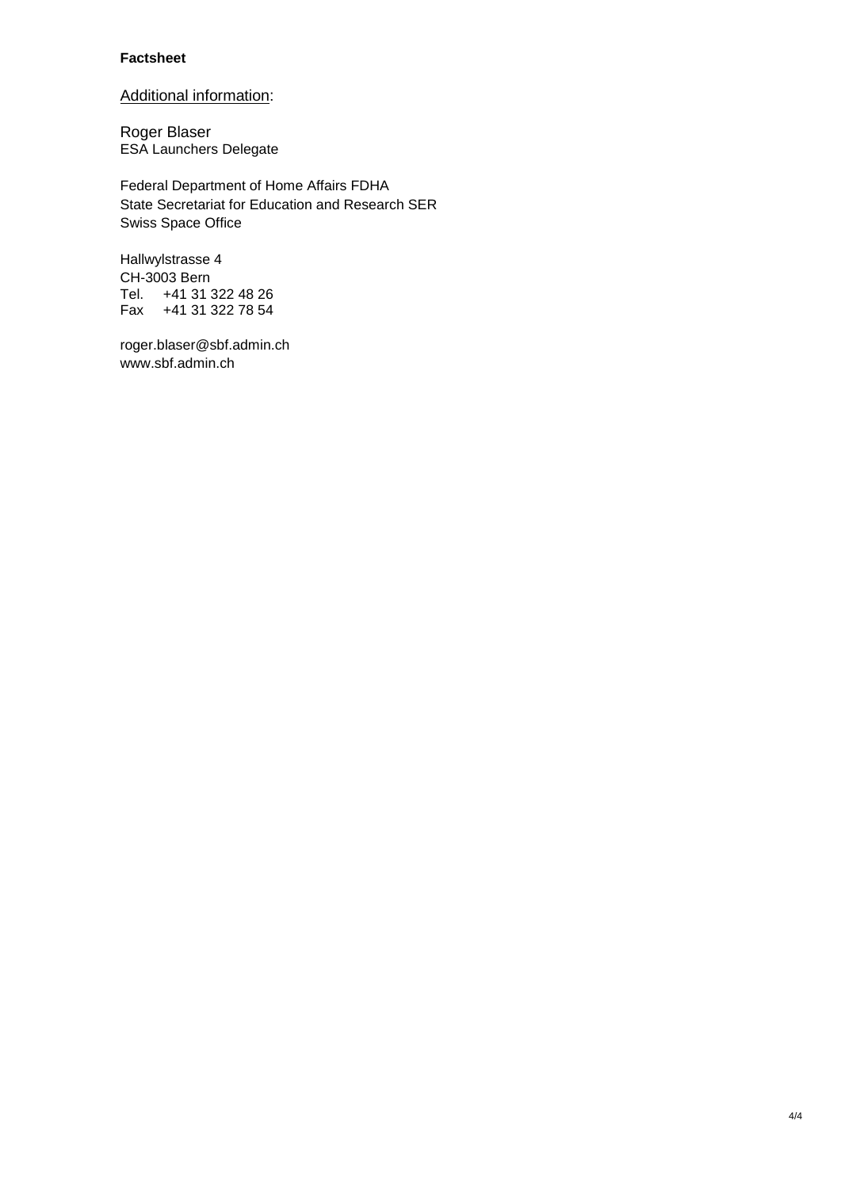**Factsheet**

Additional information:

Roger Blaser
ESA Launchers Delegate

Federal Department of Home Affairs FDHA
State Secretariat for Education and Research SER
Swiss Space Office

Hallwylstrasse 4
CH-3003 Bern
Tel. +41 31 322 48 26
Fax +41 31 322 78 54

roger.blaser@sbf.admin.ch
www.sbf.admin.ch